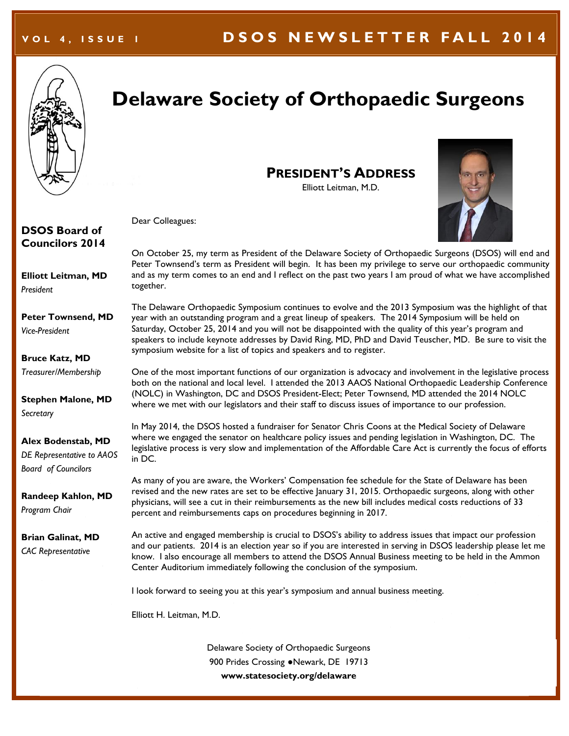# Delaware Society of Orthopaedic Surgeons

## DSOS Board of Councilors 2014

**Elliott Leitman, MD**
*President*

**Peter Townsend, MD**
*Vice-President*

**Bruce Katz, MD**
*Treasurer/Membership*

**Stephen Malone, MD**
*Secretary*

**Alex Bodenstab, MD**
*DE Representative to AAOS Board of Councilors*

**Randeep Kahlon, MD**
*Program Chair*

**Brian Galinat, MD**
*CAC Representative*

## PRESIDENT'S ADDRESS

Elliott Leitman, M.D.

Dear Colleagues:

On October 25, my term as President of the Delaware Society of Orthopaedic Surgeons (DSOS) will end and Peter Townsend's term as President will begin. It has been my privilege to serve our orthopaedic community and as my term comes to an end and I reflect on the past two years I am proud of what we have accomplished together.

The Delaware Orthopaedic Symposium continues to evolve and the 2013 Symposium was the highlight of that year with an outstanding program and a great lineup of speakers. The 2014 Symposium will be held on Saturday, October 25, 2014 and you will not be disappointed with the quality of this year's program and speakers to include keynote addresses by David Ring, MD, PhD and David Teuscher, MD. Be sure to visit the symposium website for a list of topics and speakers and to register.

One of the most important functions of our organization is advocacy and involvement in the legislative process both on the national and local level. I attended the 2013 AAOS National Orthopaedic Leadership Conference (NOLC) in Washington, DC and DSOS President-Elect; Peter Townsend, MD attended the 2014 NOLC where we met with our legislators and their staff to discuss issues of importance to our profession.

In May 2014, the DSOS hosted a fundraiser for Senator Chris Coons at the Medical Society of Delaware where we engaged the senator on healthcare policy issues and pending legislation in Washington, DC. The legislative process is very slow and implementation of the Affordable Care Act is currently the focus of efforts in DC.

As many of you are aware, the Workers' Compensation fee schedule for the State of Delaware has been revised and the new rates are set to be effective January 31, 2015. Orthopaedic surgeons, along with other physicians, will see a cut in their reimbursements as the new bill includes medical costs reductions of 33 percent and reimbursements caps on procedures beginning in 2017.

An active and engaged membership is crucial to DSOS's ability to address issues that impact our profession and our patients. 2014 is an election year so if you are interested in serving in DSOS leadership please let me know. I also encourage all members to attend the DSOS Annual Business meeting to be held in the Ammon Center Auditorium immediately following the conclusion of the symposium.

I look forward to seeing you at this year's symposium and annual business meeting.

Elliott H. Leitman, M.D.

Delaware Society of Orthopaedic Surgeons
900 Prides Crossing ●Newark, DE 19713
**www.statesociety.org/delaware**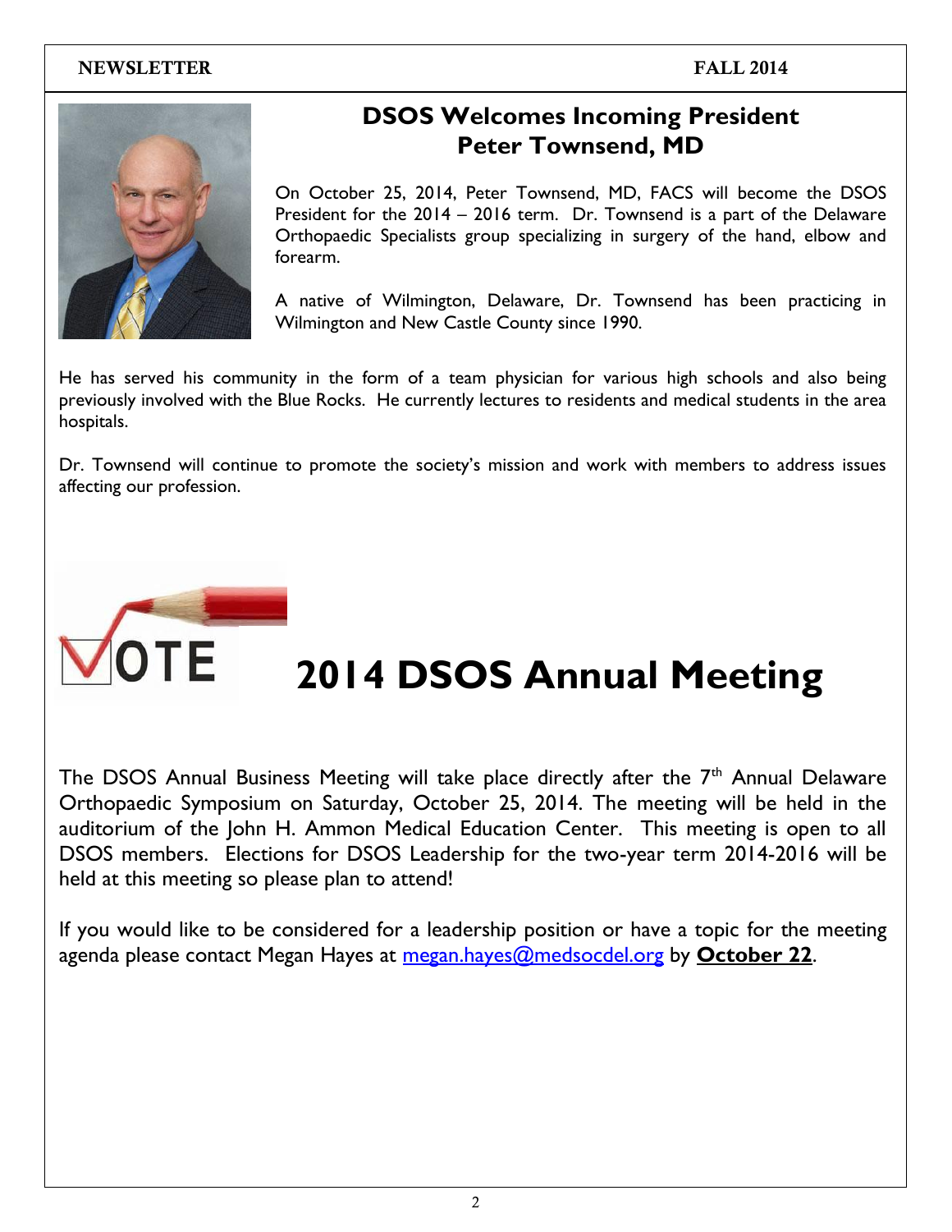## DSOS Welcomes Incoming President Peter Townsend, MD

On October 25, 2014, Peter Townsend, MD, FACS will become the DSOS President for the 2014 – 2016 term. Dr. Townsend is a part of the Delaware Orthopaedic Specialists group specializing in surgery of the hand, elbow and forearm.

A native of Wilmington, Delaware, Dr. Townsend has been practicing in Wilmington and New Castle County since 1990.

He has served his community in the form of a team physician for various high schools and also being previously involved with the Blue Rocks. He currently lectures to residents and medical students in the area hospitals.

Dr. Townsend will continue to promote the society's mission and work with members to address issues affecting our profession.

## 2014 DSOS Annual Meeting

The DSOS Annual Business Meeting will take place directly after the 7th Annual Delaware Orthopaedic Symposium on Saturday, October 25, 2014. The meeting will be held in the auditorium of the John H. Ammon Medical Education Center. This meeting is open to all DSOS members. Elections for DSOS Leadership for the two-year term 2014-2016 will be held at this meeting so please plan to attend!

If you would like to be considered for a leadership position or have a topic for the meeting agenda please contact Megan Hayes at megan.hayes@medsocdel.org by **October 22**.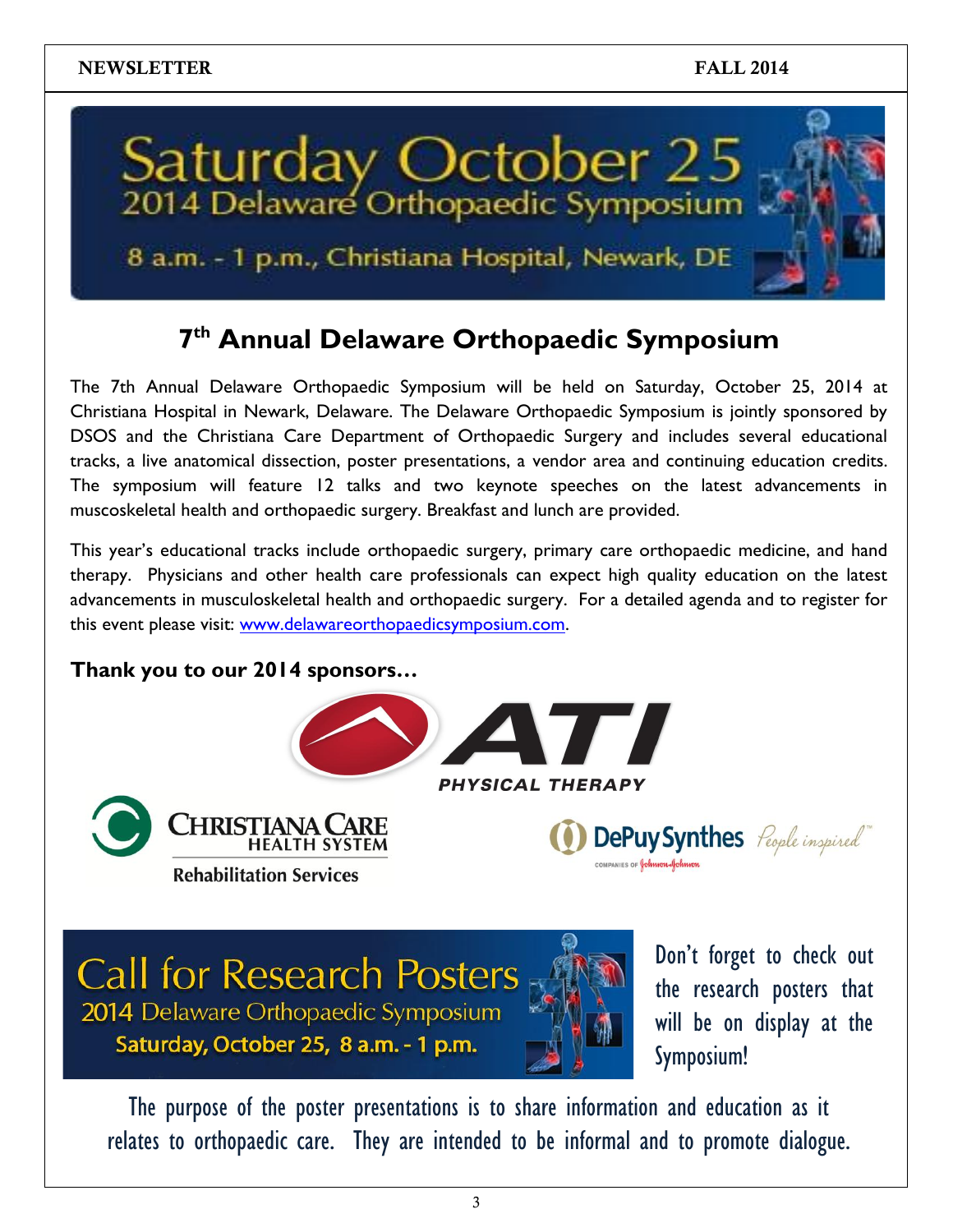# Saturday October 25

## 2014 Delaware Orthopaedic Symposium

8 a.m. - 1 p.m., Christiana Hospital, Newark, DE

## 7th Annual Delaware Orthopaedic Symposium

The 7th Annual Delaware Orthopaedic Symposium will be held on Saturday, October 25, 2014 at Christiana Hospital in Newark, Delaware. The Delaware Orthopaedic Symposium is jointly sponsored by DSOS and the Christiana Care Department of Orthopaedic Surgery and includes several educational tracks, a live anatomical dissection, poster presentations, a vendor area and continuing education credits. The symposium will feature 12 talks and two keynote speeches on the latest advancements in muscoskeletal health and orthopaedic surgery. Breakfast and lunch are provided.

This year's educational tracks include orthopaedic surgery, primary care orthopaedic medicine, and hand therapy. Physicians and other health care professionals can expect high quality education on the latest advancements in musculoskeletal health and orthopaedic surgery. For a detailed agenda and to register for this event please visit: [www.delawareorthopaedicsymposium.com](http://www.delawareorthopaedicsymposium.com).

**Thank you to our 2014 sponsors…**

ATI PHYSICAL THERAPY

CHRISTIANA CARE HEALTH SYSTEM
Rehabilitation Services

DePuy Synthes People inspired
COMPANIES OF Johnson & Johnson

## Call for Research Posters

2014 Delaware Orthopaedic Symposium
Saturday, October 25, 8 a.m. - 1 p.m.

Don't forget to check out the research posters that will be on display at the Symposium!

The purpose of the poster presentations is to share information and education as it relates to orthopaedic care. They are intended to be informal and to promote dialogue.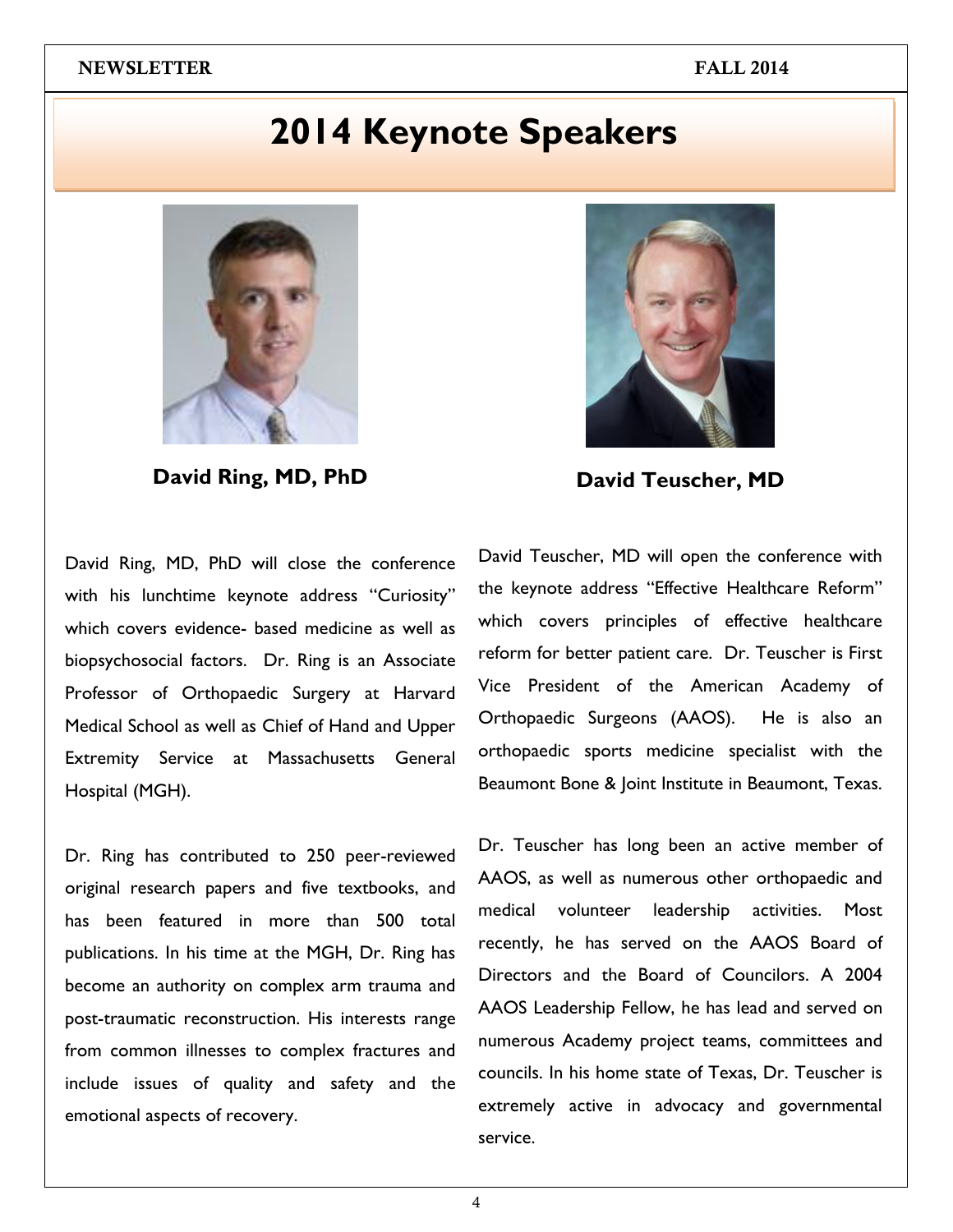# 2014 Keynote Speakers

**David Ring, MD, PhD**

David Ring, MD, PhD will close the conference with his lunchtime keynote address "Curiosity" which covers evidence- based medicine as well as biopsychosocial factors. Dr. Ring is an Associate Professor of Orthopaedic Surgery at Harvard Medical School as well as Chief of Hand and Upper Extremity Service at Massachusetts General Hospital (MGH).

Dr. Ring has contributed to 250 peer-reviewed original research papers and five textbooks, and has been featured in more than 500 total publications. In his time at the MGH, Dr. Ring has become an authority on complex arm trauma and post-traumatic reconstruction. His interests range from common illnesses to complex fractures and include issues of quality and safety and the emotional aspects of recovery.

**David Teuscher, MD**

David Teuscher, MD will open the conference with the keynote address "Effective Healthcare Reform" which covers principles of effective healthcare reform for better patient care. Dr. Teuscher is First Vice President of the American Academy of Orthopaedic Surgeons (AAOS). He is also an orthopaedic sports medicine specialist with the Beaumont Bone & Joint Institute in Beaumont, Texas.

Dr. Teuscher has long been an active member of AAOS, as well as numerous other orthopaedic and medical volunteer leadership activities. Most recently, he has served on the AAOS Board of Directors and the Board of Councilors. A 2004 AAOS Leadership Fellow, he has lead and served on numerous Academy project teams, committees and councils. In his home state of Texas, Dr. Teuscher is extremely active in advocacy and governmental service.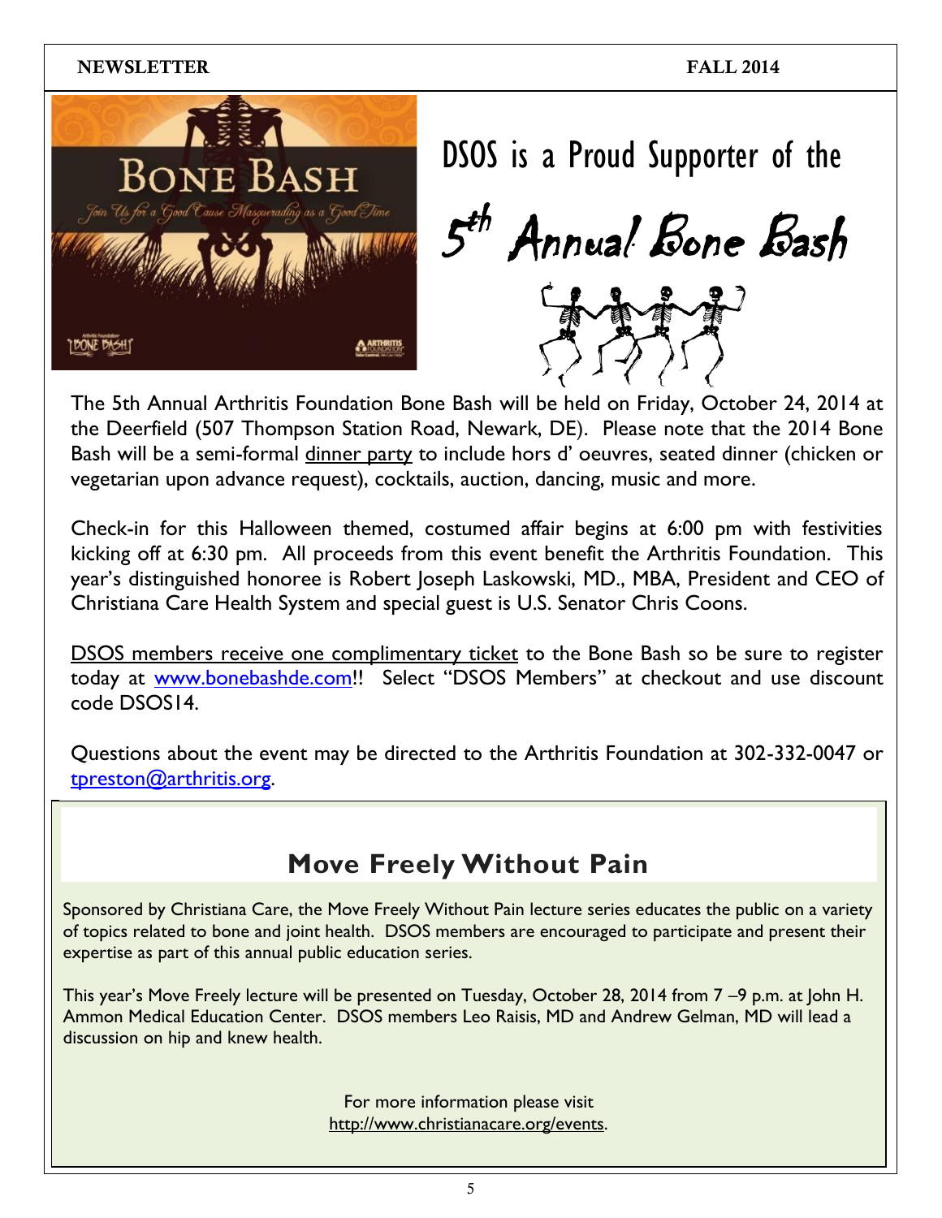# DSOS is a Proud Supporter of the

# 5th Annual Bone Bash

The 5th Annual Arthritis Foundation Bone Bash will be held on Friday, October 24, 2014 at the Deerfield (507 Thompson Station Road, Newark, DE). Please note that the 2014 Bone Bash will be a semi-formal dinner party to include hors d' oeuvres, seated dinner (chicken or vegetarian upon advance request), cocktails, auction, dancing, music and more.

Check-in for this Halloween themed, costumed affair begins at 6:00 pm with festivities kicking off at 6:30 pm. All proceeds from this event benefit the Arthritis Foundation. This year's distinguished honoree is Robert Joseph Laskowski, MD., MBA, President and CEO of Christiana Care Health System and special guest is U.S. Senator Chris Coons.

DSOS members receive one complimentary ticket to the Bone Bash so be sure to register today at www.bonebashde.com!! Select "DSOS Members" at checkout and use discount code DSOS14.

Questions about the event may be directed to the Arthritis Foundation at 302-332-0047 or tpreston@arthritis.org.

## Move Freely Without Pain

Sponsored by Christiana Care, the Move Freely Without Pain lecture series educates the public on a variety of topics related to bone and joint health. DSOS members are encouraged to participate and present their expertise as part of this annual public education series.

This year's Move Freely lecture will be presented on Tuesday, October 28, 2014 from 7 –9 p.m. at John H. Ammon Medical Education Center. DSOS members Leo Raisis, MD and Andrew Gelman, MD will lead a discussion on hip and knew health.

For more information please visit http://www.christianacare.org/events.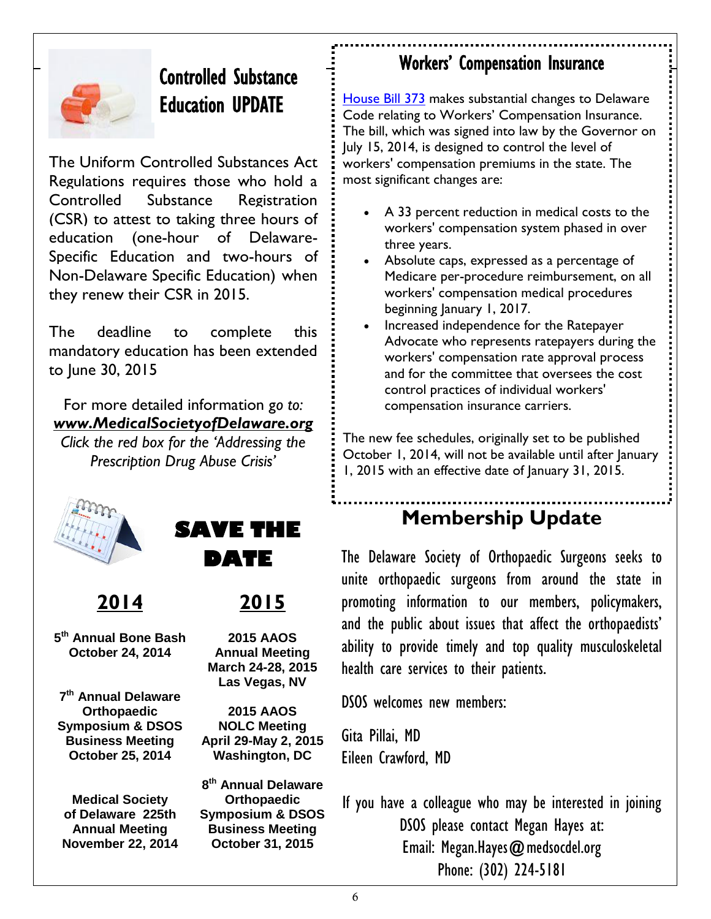## Controlled Substance Education UPDATE

The Uniform Controlled Substances Act Regulations requires those who hold a Controlled Substance Registration (CSR) to attest to taking three hours of education (one-hour of Delaware-Specific Education and two-hours of Non-Delaware Specific Education) when they renew their CSR in 2015.

The deadline to complete this mandatory education has been extended to June 30, 2015

For more detailed information *go to:*
***www.MedicalSocietyofDelaware.org***
*Click the red box for the 'Addressing the Prescription Drug Abuse Crisis'*

## SAVE THE DATE

### 2014

**5th Annual Bone Bash**
**October 24, 2014**

**7th Annual Delaware Orthopaedic Symposium & DSOS Business Meeting**
**October 25, 2014**

**Medical Society of Delaware 225th Annual Meeting**
**November 22, 2014**

### 2015

**2015 AAOS Annual Meeting**
**March 24-28, 2015**
**Las Vegas, NV**

**2015 AAOS NOLC Meeting**
**April 29-May 2, 2015**
**Washington, DC**

**8th Annual Delaware Orthopaedic Symposium & DSOS Business Meeting**
**October 31, 2015**

## Workers' Compensation Insurance

House Bill 373 makes substantial changes to Delaware Code relating to Workers' Compensation Insurance. The bill, which was signed into law by the Governor on July 15, 2014, is designed to control the level of workers' compensation premiums in the state. The most significant changes are:

- A 33 percent reduction in medical costs to the workers' compensation system phased in over three years.
- Absolute caps, expressed as a percentage of Medicare per-procedure reimbursement, on all workers' compensation medical procedures beginning January 1, 2017.
- Increased independence for the Ratepayer Advocate who represents ratepayers during the workers' compensation rate approval process and for the committee that oversees the cost control practices of individual workers' compensation insurance carriers.

The new fee schedules, originally set to be published October 1, 2014, will not be available until after January 1, 2015 with an effective date of January 31, 2015.

## Membership Update

The Delaware Society of Orthopaedic Surgeons seeks to unite orthopaedic surgeons from around the state in promoting information to our members, policymakers, and the public about issues that affect the orthopaedists' ability to provide timely and top quality musculoskeletal health care services to their patients.

DSOS welcomes new members:

Gita Pillai, MD
Eileen Crawford, MD

If you have a colleague who may be interested in joining DSOS please contact Megan Hayes at:
Email: Megan.Hayes@medsocdel.org
Phone: (302) 224-5181